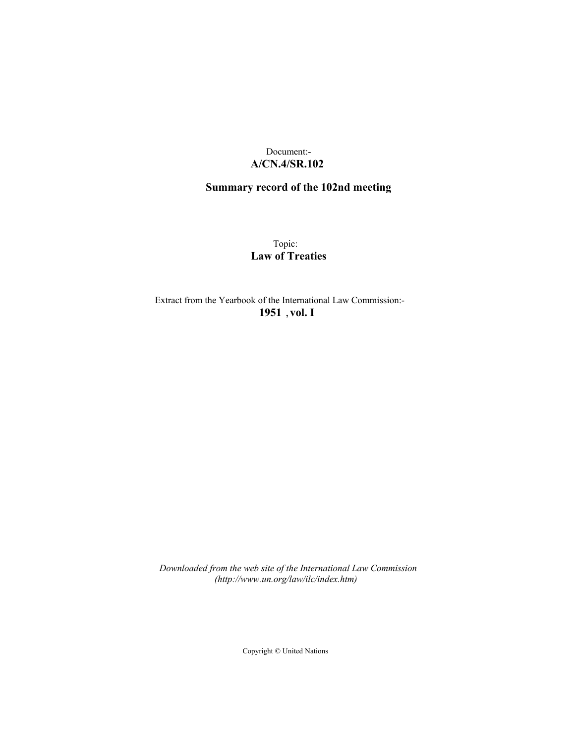Document:-
**A/CN.4/SR.102**

**Summary record of the 102nd meeting**

Topic:
**Law of Treaties**

Extract from the Yearbook of the International Law Commission:-
**1951 , vol. I**

*Downloaded from the web site of the International Law Commission (http://www.un.org/law/ilc/index.htm)*

Copyright © United Nations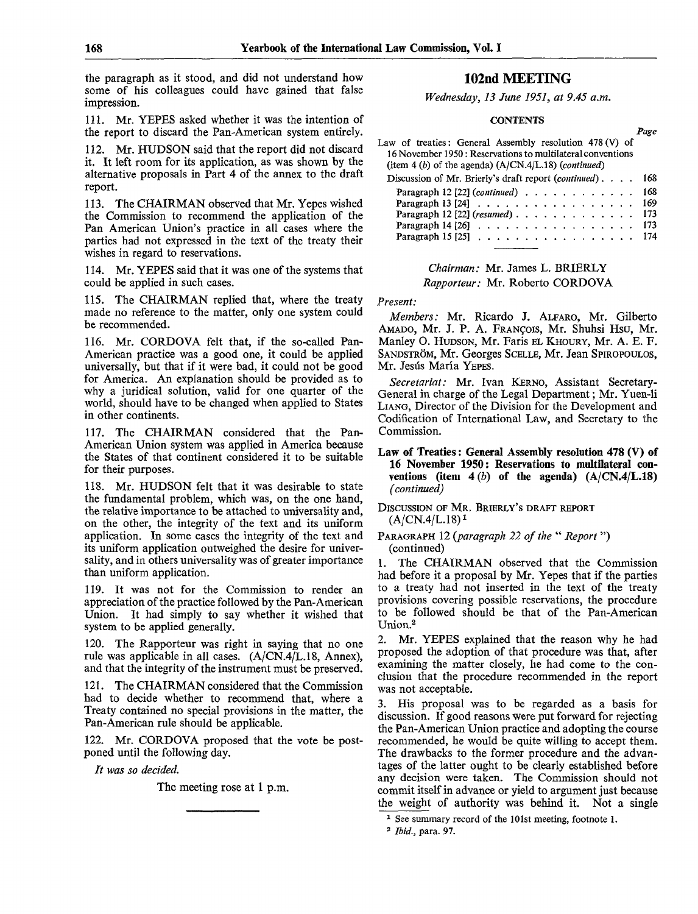the paragraph as it stood, and did not understand how some of his colleagues could have gained that false impression.

111. Mr. YEPES asked whether it was the intention of the report to discard the Pan-American system entirely.

112. Mr. HUDSON said that the report did not discard it. It left room for its application, as was shown by the alternative proposals in Part 4 of the annex to the draft report.

113. The CHAIRMAN observed that Mr. Yepes wished the Commission to recommend the application of the Pan American Union's practice in all cases where the parties had not expressed in the text of the treaty their wishes in regard to reservations.

114. Mr. YEPES said that it was one of the systems that could be applied in such cases.

115. The CHAIRMAN replied that, where the treaty made no reference to the matter, only one system could be recommended.

116. Mr. CORDOVA felt that, if the so-called Pan-American practice was a good one, it could be applied universally, but that if it were bad, it could not be good for America. An explanation should be provided as to why a juridical solution, valid for one quarter of the world, should have to be changed when applied to States in other continents.

117. The CHAIRMAN considered that the Pan-American Union system was applied in America because the States of that continent considered it to be suitable for their purposes.

118. Mr. HUDSON felt that it was desirable to state the fundamental problem, which was, on the one hand, the relative importance to be attached to universality and, on the other, the integrity of the text and its uniform application. In some cases the integrity of the text and its uniform application outweighed the desire for universality, and in others universality was of greater importance than uniform application.

119. It was not for the Commission to render an appreciation of the practice followed by the Pan-American Union. It had simply to say whether it wished that system to be applied generally.

120. The Rapporteur was right in saying that no one rule was applicable in all cases. (A/CN.4/L.18, Annex), and that the integrity of the instrument must be preserved.

121. The CHAIRMAN considered that the Commission had to decide whether to recommend that, where a Treaty contained no special provisions in the matter, the Pan-American rule should be applicable.

122. Mr. CORDOVA proposed that the vote be postponed until the following day.

*It was so decided.*

The meeting rose at 1 p.m.

## 102nd MEETING

*Wednesday, 13 June 1951, at 9.45 a.m.*

**CONTENTS**

| | Page |
|---|---|
| Law of treaties: General Assembly resolution 478 (V) of 16 November 1950: Reservations to multilateral conventions (item 4 (*b*) of the agenda) (A/CN.4/L.18) (*continued*) | |
| Discussion of Mr. Brierly's draft report (*continued*) | 168 |
| Paragraph 12 [22] (*continued*) | 168 |
| Paragraph 13 [24] | 169 |
| Paragraph 12 [22] (*resumed*) | 173 |
| Paragraph 14 [26] | 173 |
| Paragraph 15 [25] | 174 |

*Chairman:* Mr. James L. BRIERLY
*Rapporteur:* Mr. Roberto CORDOVA

*Present:*

*Members:* Mr. Ricardo J. ALFARO, Mr. Gilberto AMADO, Mr. J. P. A. FRANÇOIS, Mr. Shuhsi HSU, Mr. Manley O. HUDSON, Mr. Faris EL KHOURY, Mr. A. E. F. SANDSTRÖM, Mr. Georges SCELLE, Mr. Jean SPIROPOULOS, Mr. Jesús María YEPES.

*Secretariat:* Mr. Ivan KERNO, Assistant Secretary-General in charge of the Legal Department; Mr. Yuen-li LIANG, Director of the Division for the Development and Codification of International Law, and Secretary to the Commission.

### Law of Treaties: General Assembly resolution 478 (V) of 16 November 1950: Reservations to multilateral conventions (item 4 (*b*) of the agenda) (A/CN.4/L.18) (*continued*)

DISCUSSION OF MR. BRIERLY'S DRAFT REPORT (A/CN.4/L.18)[1]

PARAGRAPH 12 (*paragraph 22 of the "Report"*) (continued)

1. The CHAIRMAN observed that the Commission had before it a proposal by Mr. Yepes that if the parties to a treaty had not inserted in the text of the treaty provisions covering possible reservations, the procedure to be followed should be that of the Pan-American Union.[2]

2. Mr. YEPES explained that the reason why he had proposed the adoption of that procedure was that, after examining the matter closely, he had come to the conclusion that the procedure recommended in the report was not acceptable.

3. His proposal was to be regarded as a basis for discussion. If good reasons were put forward for rejecting the Pan-American Union practice and adopting the course recommended, he would be quite willing to accept them. The drawbacks to the former procedure and the advantages of the latter ought to be clearly established before any decision were taken. The Commission should not commit itself in advance or yield to argument just because the weight of authority was behind it. Not a single

[1] See summary record of the 101st meeting, footnote 1.

[2] *Ibid.*, para. 97.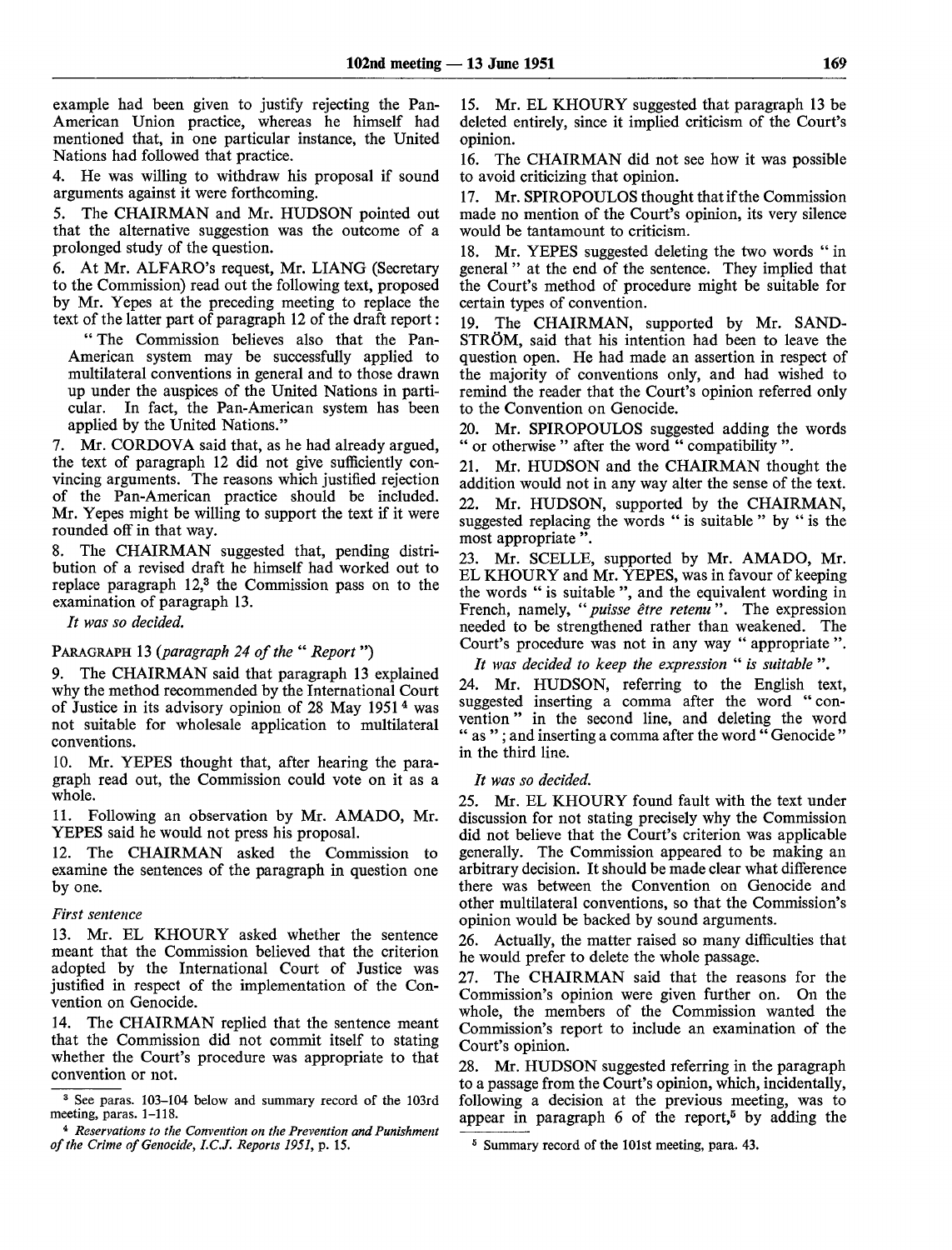example had been given to justify rejecting the Pan-American Union practice, whereas he himself had mentioned that, in one particular instance, the United Nations had followed that practice.

4. He was willing to withdraw his proposal if sound arguments against it were forthcoming.

5. The CHAIRMAN and Mr. HUDSON pointed out that the alternative suggestion was the outcome of a prolonged study of the question.

6. At Mr. ALFARO's request, Mr. LIANG (Secretary to the Commission) read out the following text, proposed by Mr. Yepes at the preceding meeting to replace the text of the latter part of paragraph 12 of the draft report:

> "The Commission believes also that the Pan-American system may be successfully applied to multilateral conventions in general and to those drawn up under the auspices of the United Nations in particular. In fact, the Pan-American system has been applied by the United Nations."

7. Mr. CORDOVA said that, as he had already argued, the text of paragraph 12 did not give sufficiently convincing arguments. The reasons which justified rejection of the Pan-American practice should be included. Mr. Yepes might be willing to support the text if it were rounded off in that way.

8. The CHAIRMAN suggested that, pending distribution of a revised draft he himself had worked out to replace paragraph 12,[3] the Commission pass on to the examination of paragraph 13.

*It was so decided.*

PARAGRAPH 13 *(paragraph 24 of the " Report ")*

9. The CHAIRMAN said that paragraph 13 explained why the method recommended by the International Court of Justice in its advisory opinion of 28 May 1951[4] was not suitable for wholesale application to multilateral conventions.

10. Mr. YEPES thought that, after hearing the paragraph read out, the Commission could vote on it as a whole.

11. Following an observation by Mr. AMADO, Mr. YEPES said he would not press his proposal.

12. The CHAIRMAN asked the Commission to examine the sentences of the paragraph in question one by one.

*First sentence*

13. Mr. EL KHOURY asked whether the sentence meant that the Commission believed that the criterion adopted by the International Court of Justice was justified in respect of the implementation of the Convention on Genocide.

14. The CHAIRMAN replied that the sentence meant that the Commission did not commit itself to stating whether the Court's procedure was appropriate to that convention or not.

15. Mr. EL KHOURY suggested that paragraph 13 be deleted entirely, since it implied criticism of the Court's opinion.

16. The CHAIRMAN did not see how it was possible to avoid criticizing that opinion.

17. Mr. SPIROPOULOS thought that if the Commission made no mention of the Court's opinion, its very silence would be tantamount to criticism.

18. Mr. YEPES suggested deleting the two words " in general " at the end of the sentence. They implied that the Court's method of procedure might be suitable for certain types of convention.

19. The CHAIRMAN, supported by Mr. SANDSTRÖM, said that his intention had been to leave the question open. He had made an assertion in respect of the majority of conventions only, and had wished to remind the reader that the Court's opinion referred only to the Convention on Genocide.

20. Mr. SPIROPOULOS suggested adding the words " or otherwise " after the word " compatibility ".

21. Mr. HUDSON and the CHAIRMAN thought the addition would not in any way alter the sense of the text.

22. Mr. HUDSON, supported by the CHAIRMAN, suggested replacing the words " is suitable " by " is the most appropriate ".

23. Mr. SCELLE, supported by Mr. AMADO, Mr. EL KHOURY and Mr. YEPES, was in favour of keeping the words " is suitable ", and the equivalent wording in French, namely, " *puisse être retenu* ". The expression needed to be strengthened rather than weakened. The Court's procedure was not in any way " appropriate ".

*It was decided to keep the expression " is suitable ".*

24. Mr. HUDSON, referring to the English text, suggested inserting a comma after the word " convention " in the second line, and deleting the word " as "; and inserting a comma after the word " Genocide " in the third line.

*It was so decided.*

25. Mr. EL KHOURY found fault with the text under discussion for not stating precisely why the Commission did not believe that the Court's criterion was applicable generally. The Commission appeared to be making an arbitrary decision. It should be made clear what difference there was between the Convention on Genocide and other multilateral conventions, so that the Commission's opinion would be backed by sound arguments.

26. Actually, the matter raised so many difficulties that he would prefer to delete the whole passage.

27. The CHAIRMAN said that the reasons for the Commission's opinion were given further on. On the whole, the members of the Commission wanted the Commission's report to include an examination of the Court's opinion.

28. Mr. HUDSON suggested referring in the paragraph to a passage from the Court's opinion, which, incidentally, following a decision at the previous meeting, was to appear in paragraph 6 of the report,[5] by adding the

---

[3] See paras. 103–104 below and summary record of the 103rd meeting, paras. 1–118.

[4] *Reservations to the Convention on the Prevention and Punishment of the Crime of Genocide, I.C.J. Reports 1951*, p. 15.

[5] Summary record of the 101st meeting, para. 43.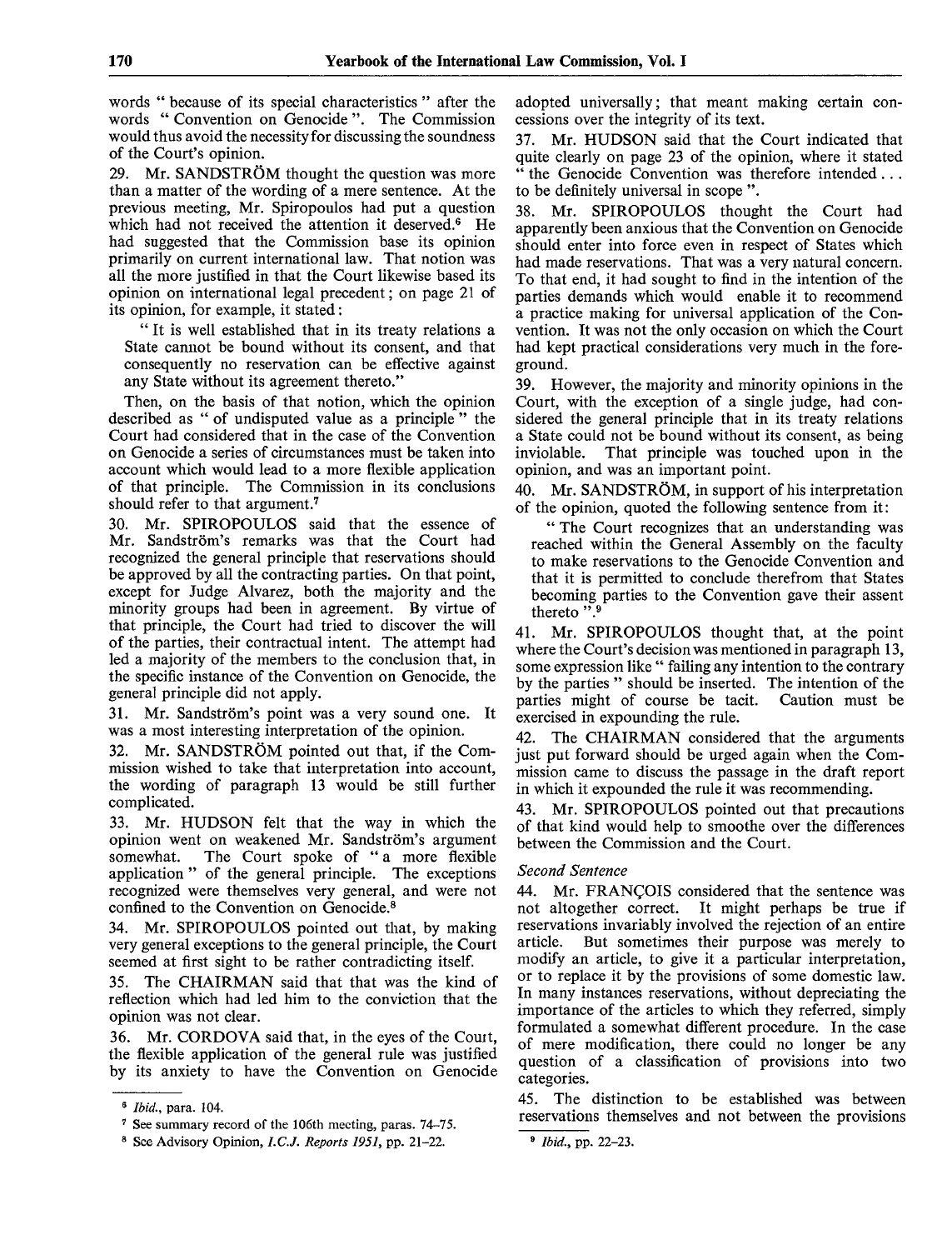words " because of its special characteristics " after the words " Convention on Genocide ". The Commission would thus avoid the necessity for discussing the soundness of the Court's opinion.

29. Mr. SANDSTRÖM thought the question was more than a matter of the wording of a mere sentence. At the previous meeting, Mr. Spiropoulos had put a question which had not received the attention it deserved.[6] He had suggested that the Commission base its opinion primarily on current international law. That notion was all the more justified in that the Court likewise based its opinion on international legal precedent; on page 21 of its opinion, for example, it stated:

" It is well established that in its treaty relations a State cannot be bound without its consent, and that consequently no reservation can be effective against any State without its agreement thereto."

Then, on the basis of that notion, which the opinion described as " of undisputed value as a principle " the Court had considered that in the case of the Convention on Genocide a series of circumstances must be taken into account which would lead to a more flexible application of that principle. The Commission in its conclusions should refer to that argument.[7]

30. Mr. SPIROPOULOS said that the essence of Mr. Sandström's remarks was that the Court had recognized the general principle that reservations should be approved by all the contracting parties. On that point, except for Judge Alvarez, both the majority and the minority groups had been in agreement. By virtue of that principle, the Court had tried to discover the will of the parties, their contractual intent. The attempt had led a majority of the members to the conclusion that, in the specific instance of the Convention on Genocide, the general principle did not apply.

31. Mr. Sandström's point was a very sound one. It was a most interesting interpretation of the opinion.

32. Mr. SANDSTRÖM pointed out that, if the Commission wished to take that interpretation into account, the wording of paragraph 13 would be still further complicated.

33. Mr. HUDSON felt that the way in which the opinion went on weakened Mr. Sandström's argument somewhat. The Court spoke of " a more flexible application " of the general principle. The exceptions recognized were themselves very general, and were not confined to the Convention on Genocide.[8]

34. Mr. SPIROPOULOS pointed out that, by making very general exceptions to the general principle, the Court seemed at first sight to be rather contradicting itself.

35. The CHAIRMAN said that that was the kind of reflection which had led him to the conviction that the opinion was not clear.

36. Mr. CORDOVA said that, in the eyes of the Court, the flexible application of the general rule was justified by its anxiety to have the Convention on Genocide adopted universally; that meant making certain concessions over the integrity of its text.

37. Mr. HUDSON said that the Court indicated that quite clearly on page 23 of the opinion, where it stated " the Genocide Convention was therefore intended . . . to be definitely universal in scope ".

38. Mr. SPIROPOULOS thought the Court had apparently been anxious that the Convention on Genocide should enter into force even in respect of States which had made reservations. That was a very natural concern. To that end, it had sought to find in the intention of the parties demands which would enable it to recommend a practice making for universal application of the Convention. It was not the only occasion on which the Court had kept practical considerations very much in the foreground.

39. However, the majority and minority opinions in the Court, with the exception of a single judge, had considered the general principle that in its treaty relations a State could not be bound without its consent, as being inviolable. That principle was touched upon in the opinion, and was an important point.

40. Mr. SANDSTRÖM, in support of his interpretation of the opinion, quoted the following sentence from it:

" The Court recognizes that an understanding was reached within the General Assembly on the faculty to make reservations to the Genocide Convention and that it is permitted to conclude therefrom that States becoming parties to the Convention gave their assent thereto ".[9]

41. Mr. SPIROPOULOS thought that, at the point where the Court's decision was mentioned in paragraph 13, some expression like " failing any intention to the contrary by the parties " should be inserted. The intention of the parties might of course be tacit. Caution must be exercised in expounding the rule.

42. The CHAIRMAN considered that the arguments just put forward should be urged again when the Commission came to discuss the passage in the draft report in which it expounded the rule it was recommending.

43. Mr. SPIROPOULOS pointed out that precautions of that kind would help to smoothe over the differences between the Commission and the Court.

*Second Sentence*

44. Mr. FRANÇOIS considered that the sentence was not altogether correct. It might perhaps be true if reservations invariably involved the rejection of an entire article. But sometimes their purpose was merely to modify an article, to give it a particular interpretation, or to replace it by the provisions of some domestic law. In many instances reservations, without depreciating the importance of the articles to which they referred, simply formulated a somewhat different procedure. In the case of mere modification, there could no longer be any question of a classification of provisions into two categories.

45. The distinction to be established was between reservations themselves and not between the provisions

---

[6] *Ibid.*, para. 104.

[7] See summary record of the 106th meeting, paras. 74–75.

[8] See Advisory Opinion, *I.C.J. Reports 1951*, pp. 21–22.

[9] *Ibid.*, pp. 22–23.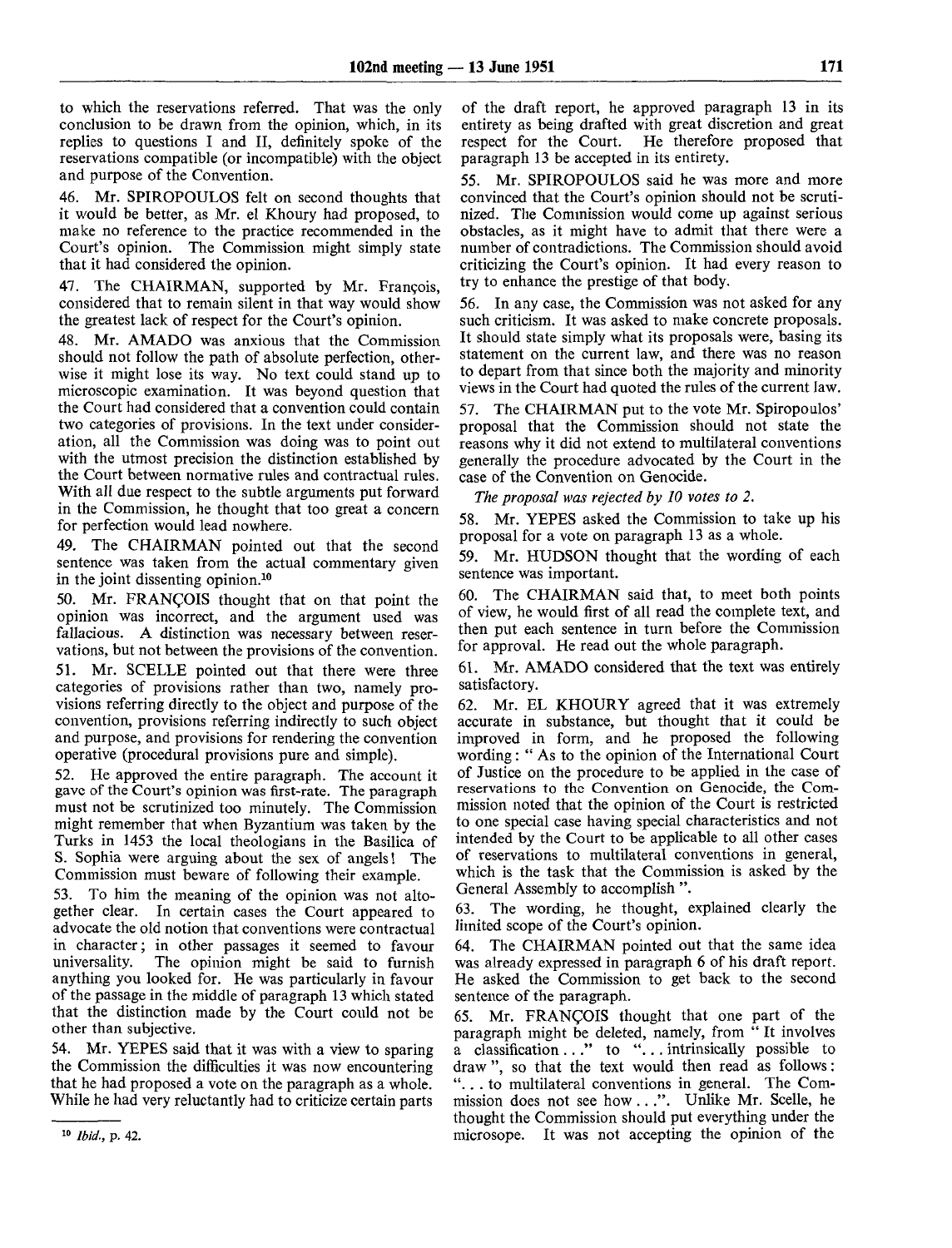to which the reservations referred. That was the only conclusion to be drawn from the opinion, which, in its replies to questions I and II, definitely spoke of the reservations compatible (or incompatible) with the object and purpose of the Convention.

46. Mr. SPIROPOULOS felt on second thoughts that it would be better, as Mr. el Khoury had proposed, to make no reference to the practice recommended in the Court's opinion. The Commission might simply state that it had considered the opinion.

47. The CHAIRMAN, supported by Mr. François, considered that to remain silent in that way would show the greatest lack of respect for the Court's opinion.

48. Mr. AMADO was anxious that the Commission should not follow the path of absolute perfection, otherwise it might lose its way. No text could stand up to microscopic examination. It was beyond question that the Court had considered that a convention could contain two categories of provisions. In the text under consideration, all the Commission was doing was to point out with the utmost precision the distinction established by the Court between normative rules and contractual rules. With all due respect to the subtle arguments put forward in the Commission, he thought that too great a concern for perfection would lead nowhere.

49. The CHAIRMAN pointed out that the second sentence was taken from the actual commentary given in the joint dissenting opinion.[10]

50. Mr. FRANÇOIS thought that on that point the opinion was incorrect, and the argument used was fallacious. A distinction was necessary between reservations, but not between the provisions of the convention.

51. Mr. SCELLE pointed out that there were three categories of provisions rather than two, namely provisions referring directly to the object and purpose of the convention, provisions referring indirectly to such object and purpose, and provisions for rendering the convention operative (procedural provisions pure and simple).

52. He approved the entire paragraph. The account it gave of the Court's opinion was first-rate. The paragraph must not be scrutinized too minutely. The Commission might remember that when Byzantium was taken by the Turks in 1453 the local theologians in the Basilica of S. Sophia were arguing about the sex of angels! The Commission must beware of following their example.

53. To him the meaning of the opinion was not altogether clear. In certain cases the Court appeared to advocate the old notion that conventions were contractual in character; in other passages it seemed to favour universality. The opinion might be said to furnish anything you looked for. He was particularly in favour of the passage in the middle of paragraph 13 which stated that the distinction made by the Court could not be other than subjective.

54. Mr. YEPES said that it was with a view to sparing the Commission the difficulties it was now encountering that he had proposed a vote on the paragraph as a whole. While he had very reluctantly had to criticize certain parts of the draft report, he approved paragraph 13 in its entirety as being drafted with great discretion and great respect for the Court. He therefore proposed that paragraph 13 be accepted in its entirety.

55. Mr. SPIROPOULOS said he was more and more convinced that the Court's opinion should not be scrutinized. The Commission would come up against serious obstacles, as it might have to admit that there were a number of contradictions. The Commission should avoid criticizing the Court's opinion. It had every reason to try to enhance the prestige of that body.

56. In any case, the Commission was not asked for any such criticism. It was asked to make concrete proposals. It should state simply what its proposals were, basing its statement on the current law, and there was no reason to depart from that since both the majority and minority views in the Court had quoted the rules of the current law.

57. The CHAIRMAN put to the vote Mr. Spiropoulos' proposal that the Commission should not state the reasons why it did not extend to multilateral conventions generally the procedure advocated by the Court in the case of the Convention on Genocide.

*The proposal was rejected by 10 votes to 2.*

58. Mr. YEPES asked the Commission to take up his proposal for a vote on paragraph 13 as a whole.

59. Mr. HUDSON thought that the wording of each sentence was important.

60. The CHAIRMAN said that, to meet both points of view, he would first of all read the complete text, and then put each sentence in turn before the Commission for approval. He read out the whole paragraph.

61. Mr. AMADO considered that the text was entirely satisfactory.

62. Mr. EL KHOURY agreed that it was extremely accurate in substance, but thought that it could be improved in form, and he proposed the following wording: " As to the opinion of the International Court of Justice on the procedure to be applied in the case of reservations to the Convention on Genocide, the Commission noted that the opinion of the Court is restricted to one special case having special characteristics and not intended by the Court to be applicable to all other cases of reservations to multilateral conventions in general, which is the task that the Commission is asked by the General Assembly to accomplish ".

63. The wording, he thought, explained clearly the limited scope of the Court's opinion.

64. The CHAIRMAN pointed out that the same idea was already expressed in paragraph 6 of his draft report. He asked the Commission to get back to the second sentence of the paragraph.

65. Mr. FRANÇOIS thought that one part of the paragraph might be deleted, namely, from " It involves a classification ..." to "... intrinsically possible to draw ", so that the text would then read as follows: "... to multilateral conventions in general. The Commission does not see how ...". Unlike Mr. Scelle, he thought the Commission should put everything under the microscope. It was not accepting the opinion of the

[10] *Ibid.*, p. 42.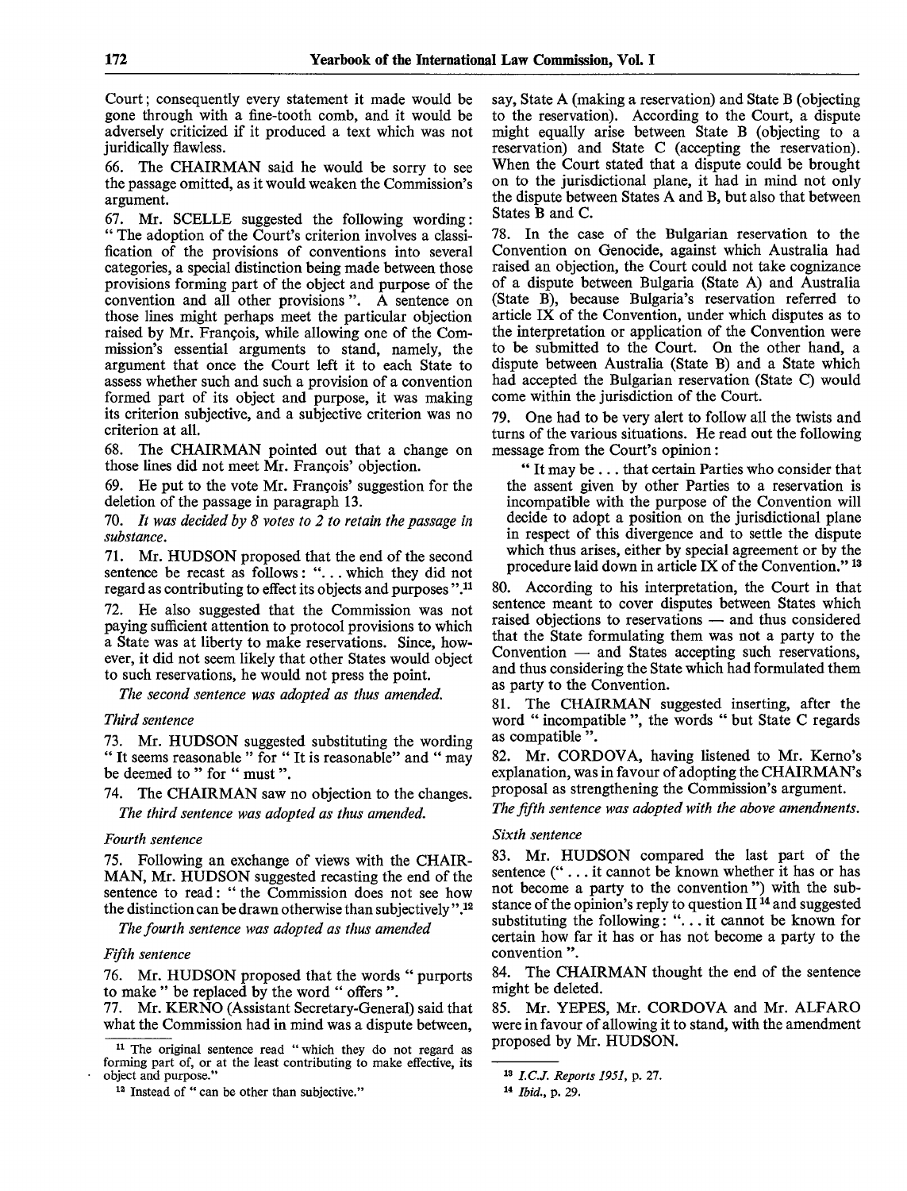Court; consequently every statement it made would be gone through with a fine-tooth comb, and it would be adversely criticized if it produced a text which was not juridically flawless.

66. The CHAIRMAN said he would be sorry to see the passage omitted, as it would weaken the Commission's argument.

67. Mr. SCELLE suggested the following wording: " The adoption of the Court's criterion involves a classification of the provisions of conventions into several categories, a special distinction being made between those provisions forming part of the object and purpose of the convention and all other provisions ". A sentence on those lines might perhaps meet the particular objection raised by Mr. François, while allowing one of the Commission's essential arguments to stand, namely, the argument that once the Court left it to each State to assess whether such and such a provision of a convention formed part of its object and purpose, it was making its criterion subjective, and a subjective criterion was no criterion at all.

68. The CHAIRMAN pointed out that a change on those lines did not meet Mr. François' objection.

69. He put to the vote Mr. François' suggestion for the deletion of the passage in paragraph 13.

70. *It was decided by 8 votes to 2 to retain the passage in substance.*

71. Mr. HUDSON proposed that the end of the second sentence be recast as follows: "... which they did not regard as contributing to effect its objects and purposes ".[11]

72. He also suggested that the Commission was not paying sufficient attention to protocol provisions to which a State was at liberty to make reservations. Since, however, it did not seem likely that other States would object to such reservations, he would not press the point.

*The second sentence was adopted as thus amended.*

*Third sentence*

73. Mr. HUDSON suggested substituting the wording " It seems reasonable " for " It is reasonable" and " may be deemed to " for " must ".

74. The CHAIRMAN saw no objection to the changes.

*The third sentence was adopted as thus amended.*

*Fourth sentence*

75. Following an exchange of views with the CHAIRMAN, Mr. HUDSON suggested recasting the end of the sentence to read: " the Commission does not see how the distinction can be drawn otherwise than subjectively ".[12]

*The fourth sentence was adopted as thus amended*

*Fifth sentence*

76. Mr. HUDSON proposed that the words " purports to make " be replaced by the word " offers ".

77. Mr. KERNO (Assistant Secretary-General) said that what the Commission had in mind was a dispute between, say, State A (making a reservation) and State B (objecting to the reservation). According to the Court, a dispute might equally arise between State B (objecting to a reservation) and State C (accepting the reservation). When the Court stated that a dispute could be brought on to the jurisdictional plane, it had in mind not only the dispute between States A and B, but also that between States B and C.

78. In the case of the Bulgarian reservation to the Convention on Genocide, against which Australia had raised an objection, the Court could not take cognizance of a dispute between Bulgaria (State A) and Australia (State B), because Bulgaria's reservation referred to article IX of the Convention, under which disputes as to the interpretation or application of the Convention were to be submitted to the Court. On the other hand, a dispute between Australia (State B) and a State which had accepted the Bulgarian reservation (State C) would come within the jurisdiction of the Court.

79. One had to be very alert to follow all the twists and turns of the various situations. He read out the following message from the Court's opinion:

> " It may be . . . that certain Parties who consider that the assent given by other Parties to a reservation is incompatible with the purpose of the Convention will decide to adopt a position on the jurisdictional plane in respect of this divergence and to settle the dispute which thus arises, either by special agreement or by the procedure laid down in article IX of the Convention."[13]

80. According to his interpretation, the Court in that sentence meant to cover disputes between States which raised objections to reservations — and thus considered that the State formulating them was not a party to the Convention — and States accepting such reservations, and thus considering the State which had formulated them as party to the Convention.

81. The CHAIRMAN suggested inserting, after the word " incompatible ", the words " but State C regards as compatible ".

82. Mr. CORDOVA, having listened to Mr. Kerno's explanation, was in favour of adopting the CHAIRMAN's proposal as strengthening the Commission's argument.

*The fifth sentence was adopted with the above amendments.*

*Sixth sentence*

83. Mr. HUDSON compared the last part of the sentence ("... it cannot be known whether it has or has not become a party to the convention ") with the substance of the opinion's reply to question II[14] and suggested substituting the following: "... it cannot be known for certain how far it has or has not become a party to the convention ".

84. The CHAIRMAN thought the end of the sentence might be deleted.

85. Mr. YEPES, Mr. CORDOVA and Mr. ALFARO were in favour of allowing it to stand, with the amendment proposed by Mr. HUDSON.

---

[11] The original sentence read " which they do not regard as forming part of, or at the least contributing to make effective, its object and purpose."

[12] Instead of " can be other than subjective."

[13] *I.C.J. Reports 1951*, p. 27.

[14] *Ibid.*, p. 29.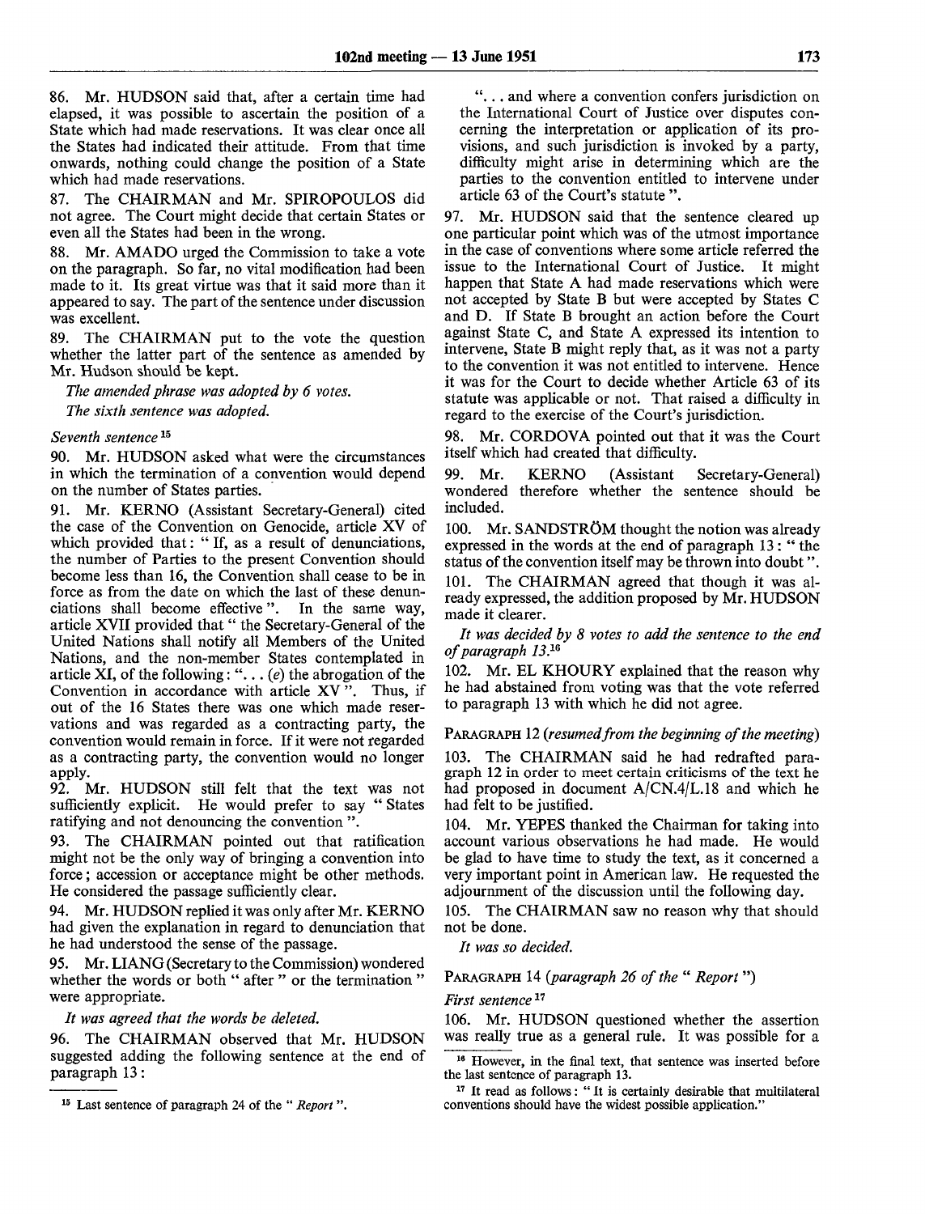86. Mr. HUDSON said that, after a certain time had elapsed, it was possible to ascertain the position of a State which had made reservations. It was clear once all the States had indicated their attitude. From that time onwards, nothing could change the position of a State which had made reservations.

87. The CHAIRMAN and Mr. SPIROPOULOS did not agree. The Court might decide that certain States or even all the States had been in the wrong.

88. Mr. AMADO urged the Commission to take a vote on the paragraph. So far, no vital modification had been made to it. Its great virtue was that it said more than it appeared to say. The part of the sentence under discussion was excellent.

89. The CHAIRMAN put to the vote the question whether the latter part of the sentence as amended by Mr. Hudson should be kept.

*The amended phrase was adopted by 6 votes.*

*The sixth sentence was adopted.*

*Seventh sentence* [15]

90. Mr. HUDSON asked what were the circumstances in which the termination of a convention would depend on the number of States parties.

91. Mr. KERNO (Assistant Secretary-General) cited the case of the Convention on Genocide, article XV of which provided that: " If, as a result of denunciations, the number of Parties to the present Convention should become less than 16, the Convention shall cease to be in force as from the date on which the last of these denunciations shall become effective ". In the same way, article XVII provided that " the Secretary-General of the United Nations shall notify all Members of the United Nations, and the non-member States contemplated in article XI, of the following: "... (*e*) the abrogation of the Convention in accordance with article XV ". Thus, if out of the 16 States there was one which made reservations and was regarded as a contracting party, the convention would remain in force. If it were not regarded as a contracting party, the convention would no longer apply.

92. Mr. HUDSON still felt that the text was not sufficiently explicit. He would prefer to say " States ratifying and not denouncing the convention ".

93. The CHAIRMAN pointed out that ratification might not be the only way of bringing a convention into force; accession or acceptance might be other methods. He considered the passage sufficiently clear.

94. Mr. HUDSON replied it was only after Mr. KERNO had given the explanation in regard to denunciation that he had understood the sense of the passage.

95. Mr. LIANG (Secretary to the Commission) wondered whether the words or both " after " or the termination " were appropriate.

*It was agreed that the words be deleted.*

96. The CHAIRMAN observed that Mr. HUDSON suggested adding the following sentence at the end of paragraph 13:

"... and where a convention confers jurisdiction on the International Court of Justice over disputes concerning the interpretation or application of its provisions, and such jurisdiction is invoked by a party, difficulty might arise in determining which are the parties to the convention entitled to intervene under article 63 of the Court's statute ".

97. Mr. HUDSON said that the sentence cleared up one particular point which was of the utmost importance in the case of conventions where some article referred the issue to the International Court of Justice. It might happen that State A had made reservations which were not accepted by State B but were accepted by States C and D. If State B brought an action before the Court against State C, and State A expressed its intention to intervene, State B might reply that, as it was not a party to the convention it was not entitled to intervene. Hence it was for the Court to decide whether Article 63 of its statute was applicable or not. That raised a difficulty in regard to the exercise of the Court's jurisdiction.

98. Mr. CORDOVA pointed out that it was the Court itself which had created that difficulty.

99. Mr. KERNO (Assistant Secretary-General) wondered therefore whether the sentence should be included.

100. Mr. SANDSTRÖM thought the notion was already expressed in the words at the end of paragraph 13: " the status of the convention itself may be thrown into doubt ".

101. The CHAIRMAN agreed that though it was already expressed, the addition proposed by Mr. HUDSON made it clearer.

*It was decided by 8 votes to add the sentence to the end of paragraph 13.*[16]

102. Mr. EL KHOURY explained that the reason why he had abstained from voting was that the vote referred to paragraph 13 with which he did not agree.

PARAGRAPH 12 (*resumed from the beginning of the meeting*)

103. The CHAIRMAN said he had redrafted paragraph 12 in order to meet certain criticisms of the text he had proposed in document A/CN.4/L.18 and which he had felt to be justified.

104. Mr. YEPES thanked the Chairman for taking into account various observations he had made. He would be glad to have time to study the text, as it concerned a very important point in American law. He requested the adjournment of the discussion until the following day.

105. The CHAIRMAN saw no reason why that should not be done.

*It was so decided.*

PARAGRAPH 14 (*paragraph 26 of the " Report "*)

*First sentence* [17]

106. Mr. HUDSON questioned whether the assertion was really true as a general rule. It was possible for a

---

[15] Last sentence of paragraph 24 of the " *Report* ".

[16] However, in the final text, that sentence was inserted before the last sentence of paragraph 13.

[17] It read as follows: " It is certainly desirable that multilateral conventions should have the widest possible application."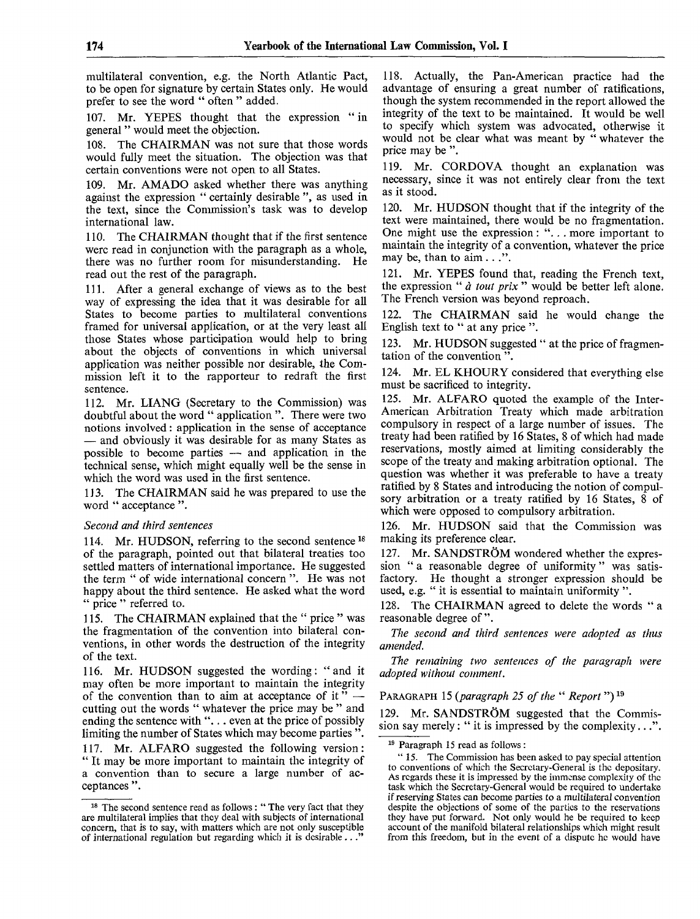multilateral convention, e.g. the North Atlantic Pact, to be open for signature by certain States only. He would prefer to see the word " often " added.

107. Mr. YEPES thought that the expression " in general " would meet the objection.

108. The CHAIRMAN was not sure that those words would fully meet the situation. The objection was that certain conventions were not open to all States.

109. Mr. AMADO asked whether there was anything against the expression " certainly desirable ", as used in the text, since the Commission's task was to develop international law.

110. The CHAIRMAN thought that if the first sentence were read in conjunction with the paragraph as a whole, there was no further room for misunderstanding. He read out the rest of the paragraph.

111. After a general exchange of views as to the best way of expressing the idea that it was desirable for all States to become parties to multilateral conventions framed for universal application, or at the very least all those States whose participation would help to bring about the objects of conventions in which universal application was neither possible nor desirable, the Commission left it to the rapporteur to redraft the first sentence.

112. Mr. LIANG (Secretary to the Commission) was doubtful about the word " application ". There were two notions involved: application in the sense of acceptance — and obviously it was desirable for as many States as possible to become parties — and application in the technical sense, which might equally well be the sense in which the word was used in the first sentence.

113. The CHAIRMAN said he was prepared to use the word " acceptance ".

*Second and third sentences*

114. Mr. HUDSON, referring to the second sentence [18] of the paragraph, pointed out that bilateral treaties too settled matters of international importance. He suggested the term " of wide international concern ". He was not happy about the third sentence. He asked what the word " price " referred to.

115. The CHAIRMAN explained that the " price " was the fragmentation of the convention into bilateral conventions, in other words the destruction of the integrity of the text.

116. Mr. HUDSON suggested the wording: " and it may often be more important to maintain the integrity of the convention than to aim at acceptance of it " — cutting out the words " whatever the price may be " and ending the sentence with "... even at the price of possibly limiting the number of States which may become parties ".

117. Mr. ALFARO suggested the following version: " It may be more important to maintain the integrity of a convention than to secure a large number of acceptances ".

118. Actually, the Pan-American practice had the advantage of ensuring a great number of ratifications, though the system recommended in the report allowed the integrity of the text to be maintained. It would be well to specify which system was advocated, otherwise it would not be clear what was meant by " whatever the price may be ".

119. Mr. CORDOVA thought an explanation was necessary, since it was not entirely clear from the text as it stood.

120. Mr. HUDSON thought that if the integrity of the text were maintained, there would be no fragmentation. One might use the expression: "... more important to maintain the integrity of a convention, whatever the price may be, than to aim ...".

121. Mr. YEPES found that, reading the French text, the expression " *à tout prix* " would be better left alone. The French version was beyond reproach.

122. The CHAIRMAN said he would change the English text to " at any price ".

123. Mr. HUDSON suggested " at the price of fragmentation of the convention ".

124. Mr. EL KHOURY considered that everything else must be sacrificed to integrity.

125. Mr. ALFARO quoted the example of the Inter-American Arbitration Treaty which made arbitration compulsory in respect of a large number of issues. The treaty had been ratified by 16 States, 8 of which had made reservations, mostly aimed at limiting considerably the scope of the treaty and making arbitration optional. The question was whether it was preferable to have a treaty ratified by 8 States and introducing the notion of compulsory arbitration or a treaty ratified by 16 States, 8 of which were opposed to compulsory arbitration.

126. Mr. HUDSON said that the Commission was making its preference clear.

127. Mr. SANDSTRÖM wondered whether the expression " a reasonable degree of uniformity " was satisfactory. He thought a stronger expression should be used, e.g. " it is essential to maintain uniformity ".

128. The CHAIRMAN agreed to delete the words " a reasonable degree of ".

*The second and third sentences were adopted as thus amended.*

*The remaining two sentences of the paragraph were adopted without comment.*

PARAGRAPH 15 (*paragraph 25 of the " Report "*) [19]

129. Mr. SANDSTRÖM suggested that the Commission say merely: " it is impressed by the complexity...".

---

[18] The second sentence read as follows: " The very fact that they are multilateral implies that they deal with subjects of international concern, that is to say, with matters which are not only susceptible of international regulation but regarding which it is desirable..."

[19] Paragraph 15 read as follows:

" 15. The Commission has been asked to pay special attention to conventions of which the Secretary-General is the depositary. As regards these it is impressed by the immense complexity of the task which the Secretary-General would be required to undertake if reserving States can become parties to a multilateral convention despite the objections of some of the parties to the reservations they have put forward. Not only would he be required to keep account of the manifold bilateral relationships which might result from this freedom, but in the event of a dispute he would have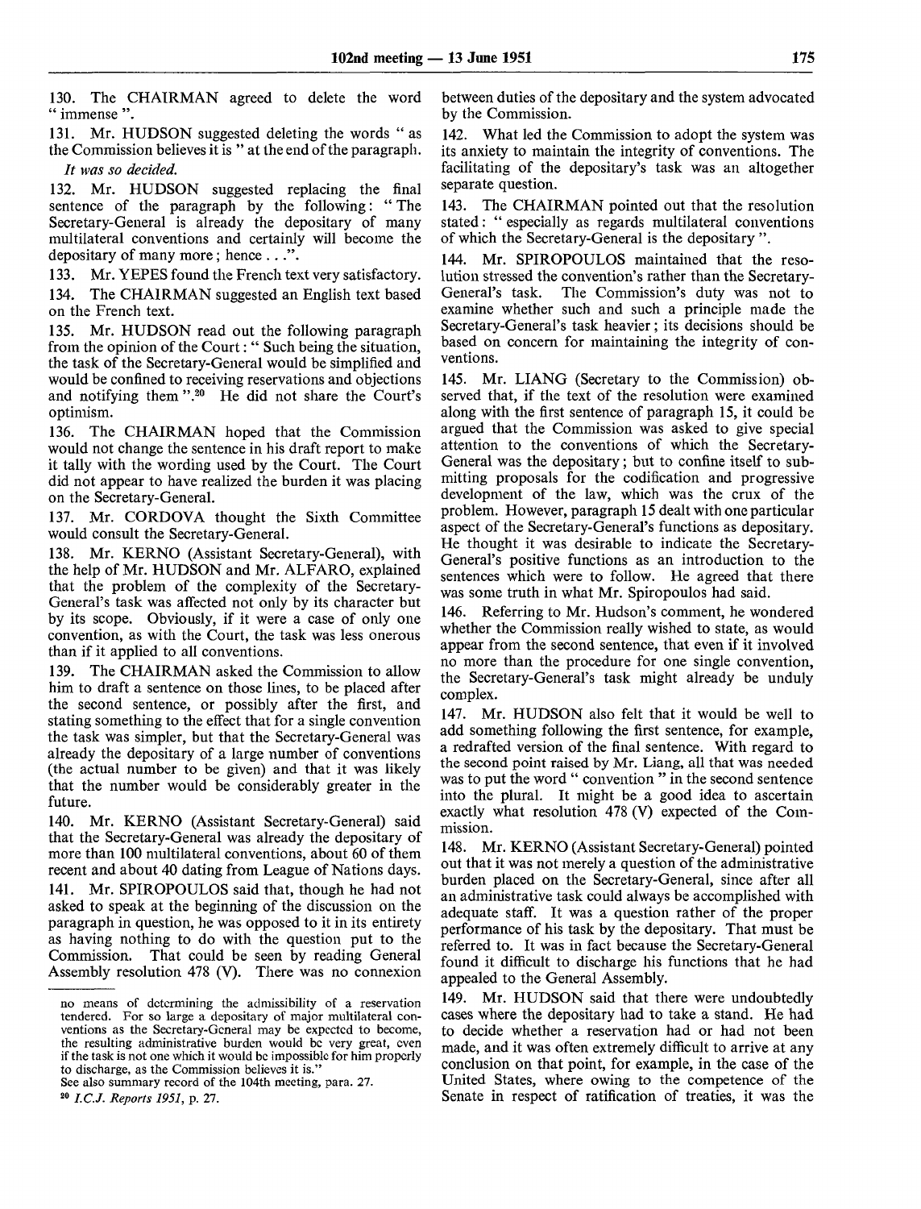130. The CHAIRMAN agreed to delete the word "immense".

131. Mr. HUDSON suggested deleting the words "as the Commission believes it is" at the end of the paragraph.

*It was so decided.*

132. Mr. HUDSON suggested replacing the final sentence of the paragraph by the following: "The Secretary-General is already the depositary of many multilateral conventions and certainly will become the depositary of many more; hence . . .".

133. Mr. YEPES found the French text very satisfactory.

134. The CHAIRMAN suggested an English text based on the French text.

135. Mr. HUDSON read out the following paragraph from the opinion of the Court: "Such being the situation, the task of the Secretary-General would be simplified and would be confined to receiving reservations and objections and notifying them".[20] He did not share the Court's optimism.

136. The CHAIRMAN hoped that the Commission would not change the sentence in his draft report to make it tally with the wording used by the Court. The Court did not appear to have realized the burden it was placing on the Secretary-General.

137. Mr. CORDOVA thought the Sixth Committee would consult the Secretary-General.

138. Mr. KERNO (Assistant Secretary-General), with the help of Mr. HUDSON and Mr. ALFARO, explained that the problem of the complexity of the Secretary-General's task was affected not only by its character but by its scope. Obviously, if it were a case of only one convention, as with the Court, the task was less onerous than if it applied to all conventions.

139. The CHAIRMAN asked the Commission to allow him to draft a sentence on those lines, to be placed after the second sentence, or possibly after the first, and stating something to the effect that for a single convention the task was simpler, but that the Secretary-General was already the depositary of a large number of conventions (the actual number to be given) and that it was likely that the number would be considerably greater in the future.

140. Mr. KERNO (Assistant Secretary-General) said that the Secretary-General was already the depositary of more than 100 multilateral conventions, about 60 of them recent and about 40 dating from League of Nations days.

141. Mr. SPIROPOULOS said that, though he had not asked to speak at the beginning of the discussion on the paragraph in question, he was opposed to it in its entirety as having nothing to do with the question put to the Commission. That could be seen by reading General Assembly resolution 478 (V). There was no connexion between duties of the depositary and the system advocated by the Commission.

142. What led the Commission to adopt the system was its anxiety to maintain the integrity of conventions. The facilitating of the depositary's task was an altogether separate question.

143. The CHAIRMAN pointed out that the resolution stated: "especially as regards multilateral conventions of which the Secretary-General is the depositary".

144. Mr. SPIROPOULOS maintained that the resolution stressed the convention's rather than the Secretary-General's task. The Commission's duty was not to examine whether such and such a principle made the Secretary-General's task heavier; its decisions should be based on concern for maintaining the integrity of conventions.

145. Mr. LIANG (Secretary to the Commission) observed that, if the text of the resolution were examined along with the first sentence of paragraph 15, it could be argued that the Commission was asked to give special attention to the conventions of which the Secretary-General was the depositary; but to confine itself to submitting proposals for the codification and progressive development of the law, which was the crux of the problem. However, paragraph 15 dealt with one particular aspect of the Secretary-General's functions as depositary. He thought it was desirable to indicate the Secretary-General's positive functions as an introduction to the sentences which were to follow. He agreed that there was some truth in what Mr. Spiropoulos had said.

146. Referring to Mr. Hudson's comment, he wondered whether the Commission really wished to state, as would appear from the second sentence, that even if it involved no more than the procedure for one single convention, the Secretary-General's task might already be unduly complex.

147. Mr. HUDSON also felt that it would be well to add something following the first sentence, for example, a redrafted version of the final sentence. With regard to the second point raised by Mr. Liang, all that was needed was to put the word "convention" in the second sentence into the plural. It might be a good idea to ascertain exactly what resolution 478 (V) expected of the Commission.

148. Mr. KERNO (Assistant Secretary-General) pointed out that it was not merely a question of the administrative burden placed on the Secretary-General, since after all an administrative task could always be accomplished with adequate staff. It was a question rather of the proper performance of his task by the depositary. That must be referred to. It was in fact because the Secretary-General found it difficult to discharge his functions that he had appealed to the General Assembly.

149. Mr. HUDSON said that there were undoubtedly cases where the depositary had to take a stand. He had to decide whether a reservation had or had not been made, and it was often extremely difficult to arrive at any conclusion on that point, for example, in the case of the United States, where owing to the competence of the Senate in respect of ratification of treaties, it was the

---

no means of determining the admissibility of a reservation tendered. For so large a depositary of major multilateral conventions as the Secretary-General may be expected to become, the resulting administrative burden would be very great, even if the task is not one which it would be impossible for him properly to discharge, as the Commission believes it is."

See also summary record of the 104th meeting, para. 27.

[20] *I.C.J. Reports 1951*, p. 27.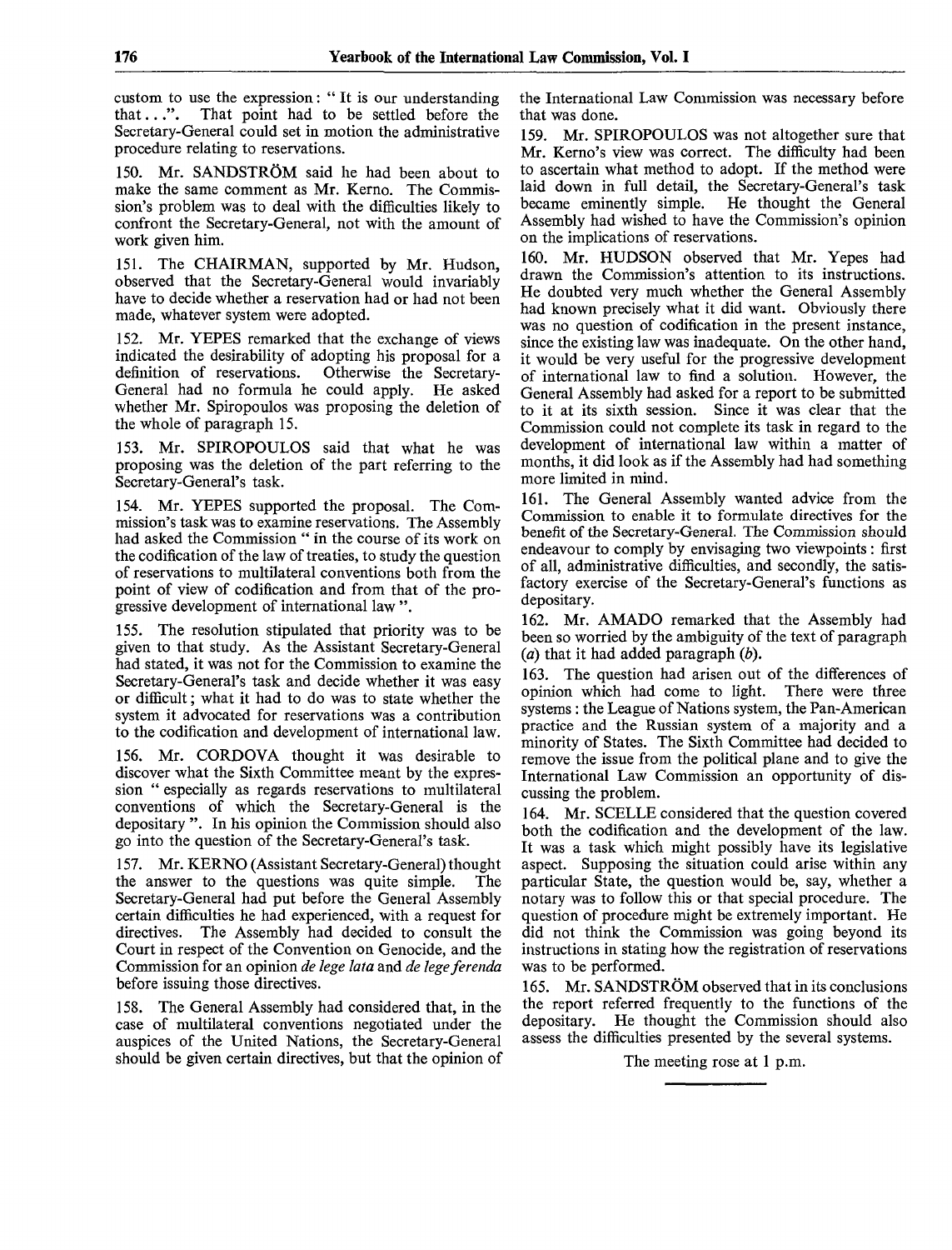custom to use the expression: " It is our understanding that...". That point had to be settled before the Secretary-General could set in motion the administrative procedure relating to reservations.

150. Mr. SANDSTRÖM said he had been about to make the same comment as Mr. Kerno. The Commission's problem was to deal with the difficulties likely to confront the Secretary-General, not with the amount of work given him.

151. The CHAIRMAN, supported by Mr. Hudson, observed that the Secretary-General would invariably have to decide whether a reservation had or had not been made, whatever system were adopted.

152. Mr. YEPES remarked that the exchange of views indicated the desirability of adopting his proposal for a definition of reservations. Otherwise the Secretary-General had no formula he could apply. He asked whether Mr. Spiropoulos was proposing the deletion of the whole of paragraph 15.

153. Mr. SPIROPOULOS said that what he was proposing was the deletion of the part referring to the Secretary-General's task.

154. Mr. YEPES supported the proposal. The Commission's task was to examine reservations. The Assembly had asked the Commission " in the course of its work on the codification of the law of treaties, to study the question of reservations to multilateral conventions both from the point of view of codification and from that of the progressive development of international law ".

155. The resolution stipulated that priority was to be given to that study. As the Assistant Secretary-General had stated, it was not for the Commission to examine the Secretary-General's task and decide whether it was easy or difficult; what it had to do was to state whether the system it advocated for reservations was a contribution to the codification and development of international law.

156. Mr. CORDOVA thought it was desirable to discover what the Sixth Committee meant by the expression " especially as regards reservations to multilateral conventions of which the Secretary-General is the depositary ". In his opinion the Commission should also go into the question of the Secretary-General's task.

157. Mr. KERNO (Assistant Secretary-General) thought the answer to the questions was quite simple. The Secretary-General had put before the General Assembly certain difficulties he had experienced, with a request for directives. The Assembly had decided to consult the Court in respect of the Convention on Genocide, and the Commission for an opinion *de lege lata* and *de lege ferenda* before issuing those directives.

158. The General Assembly had considered that, in the case of multilateral conventions negotiated under the auspices of the United Nations, the Secretary-General should be given certain directives, but that the opinion of the International Law Commission was necessary before that was done.

159. Mr. SPIROPOULOS was not altogether sure that Mr. Kerno's view was correct. The difficulty had been to ascertain what method to adopt. If the method were laid down in full detail, the Secretary-General's task became eminently simple. He thought the General Assembly had wished to have the Commission's opinion on the implications of reservations.

160. Mr. HUDSON observed that Mr. Yepes had drawn the Commission's attention to its instructions. He doubted very much whether the General Assembly had known precisely what it did want. Obviously there was no question of codification in the present instance, since the existing law was inadequate. On the other hand, it would be very useful for the progressive development of international law to find a solution. However, the General Assembly had asked for a report to be submitted to it at its sixth session. Since it was clear that the Commission could not complete its task in regard to the development of international law within a matter of months, it did look as if the Assembly had had something more limited in mind.

161. The General Assembly wanted advice from the Commission to enable it to formulate directives for the benefit of the Secretary-General. The Commission should endeavour to comply by envisaging two viewpoints: first of all, administrative difficulties, and secondly, the satisfactory exercise of the Secretary-General's functions as depositary.

162. Mr. AMADO remarked that the Assembly had been so worried by the ambiguity of the text of paragraph (*a*) that it had added paragraph (*b*).

163. The question had arisen out of the differences of opinion which had come to light. There were three systems: the League of Nations system, the Pan-American practice and the Russian system of a majority and a minority of States. The Sixth Committee had decided to remove the issue from the political plane and to give the International Law Commission an opportunity of discussing the problem.

164. Mr. SCELLE considered that the question covered both the codification and the development of the law. It was a task which might possibly have its legislative aspect. Supposing the situation could arise within any particular State, the question would be, say, whether a notary was to follow this or that special procedure. The question of procedure might be extremely important. He did not think the Commission was going beyond its instructions in stating how the registration of reservations was to be performed.

165. Mr. SANDSTRÖM observed that in its conclusions the report referred frequently to the functions of the depositary. He thought the Commission should also assess the difficulties presented by the several systems.

The meeting rose at 1 p.m.